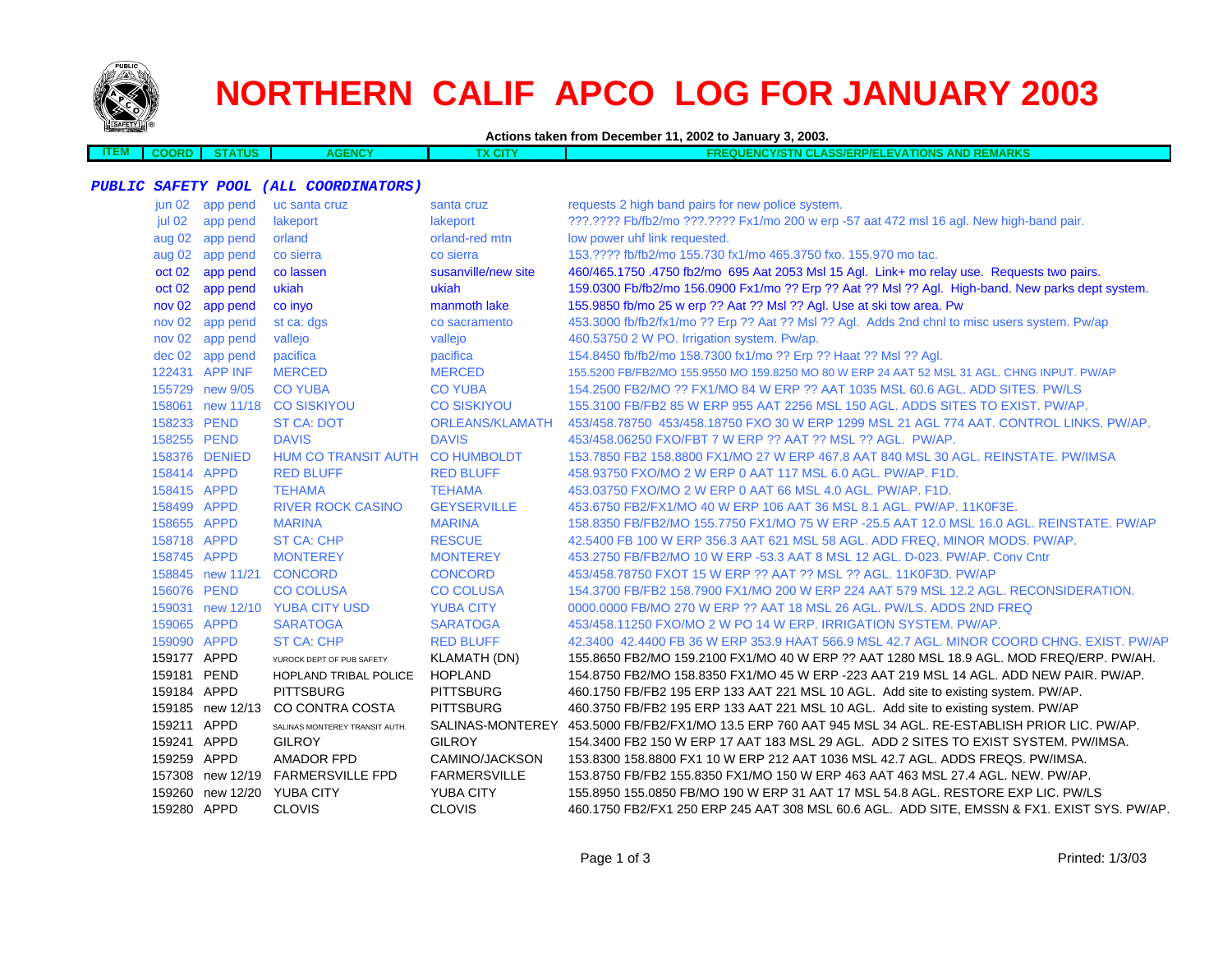# NORTHERN CALIF APCO LOG FOR JANUARY 2003

**Actions taken from December 11, 2002 to January 3, 2003.**

***PUBLIC SAFETY POOL (ALL COORDINATORS)***

| ITEM | COORD | STATUS | AGENCY | TX CITY | FREQUENCY/STN CLASS/ERP/ELEVATIONS AND REMARKS |
|---|---|---|---|---|---|
| | jun 02 | app pend | uc santa cruz | santa cruz | requests 2 high band pairs for new police system. |
| | jul 02 | app pend | lakeport | lakeport | ???.???? Fb/fb2/mo ???.???? Fx1/mo 200 w erp -57 aat 472 msl 16 agl. New high-band pair. |
| | aug 02 | app pend | orland | orland-red mtn | low power uhf link requested. |
| | aug 02 | app pend | co sierra | co sierra | 153.???? fb/fb2/mo 155.730 fx1/mo 465.3750 fxo. 155.970 mo tac. |
| | oct 02 | app pend | co lassen | susanville/new site | 460/465.1750 .4750 fb2/mo 695 Aat 2053 Msl 15 Agl. Link+ mo relay use. Requests two pairs. |
| | oct 02 | app pend | ukiah | ukiah | 159.0300 Fb/fb2/mo 156.0900 Fx1/mo ?? Erp ?? Aat ?? Msl ?? Agl. High-band. New parks dept system. |
| | nov 02 | app pend | co inyo | manmoth lake | 155.9850 fb/mo 25 w erp ?? Aat ?? Msl ?? Agl. Use at ski tow area. Pw |
| | nov 02 | app pend | st ca: dgs | co sacramento | 453.3000 fb/fb2/fx1/mo ?? Erp ?? Aat ?? Msl ?? Agl. Adds 2nd chnl to misc users system. Pw/ap |
| | nov 02 | app pend | vallejo | vallejo | 460.53750 2 W PO. Irrigation system. Pw/ap. |
| | dec 02 | app pend | pacifica | pacifica | 154.8450 fb/fb2/mo 158.7300 fx1/mo ?? Erp ?? Haat ?? Msl ?? Agl. |
| | 122431 | APP INF | MERCED | MERCED | 155.5200 FB/FB2/MO 155.9550 MO 159.8250 MO 80 W ERP 24 AAT 52 MSL 31 AGL. CHNG INPUT. PW/AP |
| | 155729 | new 9/05 | CO YUBA | CO YUBA | 154.2500 FB2/MO ?? FX1/MO 84 W ERP ?? AAT 1035 MSL 60.6 AGL. ADD SITES. PW/LS |
| | 158061 | new 11/18 | CO SISKIYOU | CO SISKIYOU | 155.3100 FB/FB2 85 W ERP 955 AAT 2256 MSL 150 AGL. ADDS SITES TO EXIST. PW/AP. |
| | 158233 | PEND | ST CA: DOT | ORLEANS/KLAMATH | 453/458.78750 453/458.18750 FXO 30 W ERP 1299 MSL 21 AGL 774 AAT. CONTROL LINKS. PW/AP. |
| | 158255 | PEND | DAVIS | DAVIS | 453/458.06250 FXO/FBT 7 W ERP ?? AAT ?? MSL ?? AGL. PW/AP. |
| | 158376 | DENIED | HUM CO TRANSIT AUTH | CO HUMBOLDT | 153.7850 FB2 158.8800 FX1/MO 27 W ERP 467.8 AAT 840 MSL 30 AGL. REINSTATE. PW/IMSA |
| | 158414 | APPD | RED BLUFF | RED BLUFF | 458.93750 FXO/MO 2 W ERP 0 AAT 117 MSL 6.0 AGL. PW/AP. F1D. |
| | 158415 | APPD | TEHAMA | TEHAMA | 453.03750 FXO/MO 2 W ERP 0 AAT 66 MSL 4.0 AGL. PW/AP. F1D. |
| | 158499 | APPD | RIVER ROCK CASINO | GEYSERVILLE | 453.6750 FB2/FX1/MO 40 W ERP 106 AAT 36 MSL 8.1 AGL. PW/AP. 11K0F3E. |
| | 158655 | APPD | MARINA | MARINA | 158.8350 FB/FB2/MO 155.7750 FX1/MO 75 W ERP -25.5 AAT 12.0 MSL 16.0 AGL. REINSTATE. PW/AP |
| | 158718 | APPD | ST CA: CHP | RESCUE | 42.5400 FB 100 W ERP 356.3 AAT 621 MSL 58 AGL. ADD FREQ, MINOR MODS. PW/AP. |
| | 158745 | APPD | MONTEREY | MONTEREY | 453.2750 FB/FB2/MO 10 W ERP -53.3 AAT 8 MSL 12 AGL. D-023. PW/AP. Conv Cntr |
| | 158845 | new 11/21 | CONCORD | CONCORD | 453/458.78750 FXOT 15 W ERP ?? AAT ?? MSL ?? AGL. 11K0F3D. PW/AP |
| | 156076 | PEND | CO COLUSA | CO COLUSA | 154.3700 FB/FB2 158.7900 FX1/MO 200 W ERP 224 AAT 579 MSL 12.2 AGL. RECONSIDERATION. |
| | 159031 | new 12/10 | YUBA CITY USD | YUBA CITY | 0000.0000 FB/MO 270 W ERP ?? AAT 18 MSL 26 AGL. PW/LS. ADDS 2ND FREQ |
| | 159065 | APPD | SARATOGA | SARATOGA | 453/458.11250 FXO/MO 2 W PO 14 W ERP. IRRIGATION SYSTEM. PW/AP. |
| | 159090 | APPD | ST CA: CHP | RED BLUFF | 42.3400 42.4400 FB 36 W ERP 353.9 HAAT 566.9 MSL 42.7 AGL. MINOR COORD CHNG. EXIST. PW/AP |
| | 159177 | APPD | YUROCK DEPT OF PUB SAFETY | KLAMATH (DN) | 155.8650 FB2/MO 159.2100 FX1/MO 40 W ERP ?? AAT 1280 MSL 18.9 AGL. MOD FREQ/ERP. PW/AH. |
| | 159181 | PEND | HOPLAND TRIBAL POLICE | HOPLAND | 154.8750 FB2/MO 158.8350 FX1/MO 45 W ERP -223 AAT 219 MSL 14 AGL. ADD NEW PAIR. PW/AP. |
| | 159184 | APPD | PITTSBURG | PITTSBURG | 460.1750 FB/FB2 195 ERP 133 AAT 221 MSL 10 AGL. Add site to existing system. PW/AP. |
| | 159185 | new 12/13 | CO CONTRA COSTA | PITTSBURG | 460.3750 FB/FB2 195 ERP 133 AAT 221 MSL 10 AGL. Add site to existing system. PW/AP |
| | 159211 | APPD | SALINAS MONTEREY TRANSIT AUTH. | SALINAS-MONTEREY | 453.5000 FB/FB2/FX1/MO 13.5 ERP 760 AAT 945 MSL 34 AGL. RE-ESTABLISH PRIOR LIC. PW/AP. |
| | 159241 | APPD | GILROY | GILROY | 154.3400 FB2 150 W ERP 17 AAT 183 MSL 29 AGL. ADD 2 SITES TO EXIST SYSTEM. PW/IMSA. |
| | 159259 | APPD | AMADOR FPD | CAMINO/JACKSON | 153.8300 158.8800 FX1 10 W ERP 212 AAT 1036 MSL 42.7 AGL. ADDS FREQS. PW/IMSA. |
| | 157308 | new 12/19 | FARMERSVILLE FPD | FARMERSVILLE | 153.8750 FB/FB2 155.8350 FX1/MO 150 W ERP 463 AAT 463 MSL 27.4 AGL. NEW. PW/AP. |
| | 159260 | new 12/20 | YUBA CITY | YUBA CITY | 155.8950 155.0850 FB/MO 190 W ERP 31 AAT 17 MSL 54.8 AGL. RESTORE EXP LIC. PW/LS |
| | 159280 | APPD | CLOVIS | CLOVIS | 460.1750 FB2/FX1 250 ERP 245 AAT 308 MSL 60.6 AGL. ADD SITE, EMSSN & FX1. EXIST SYS. PW/AP. |

Printed: 1/3/03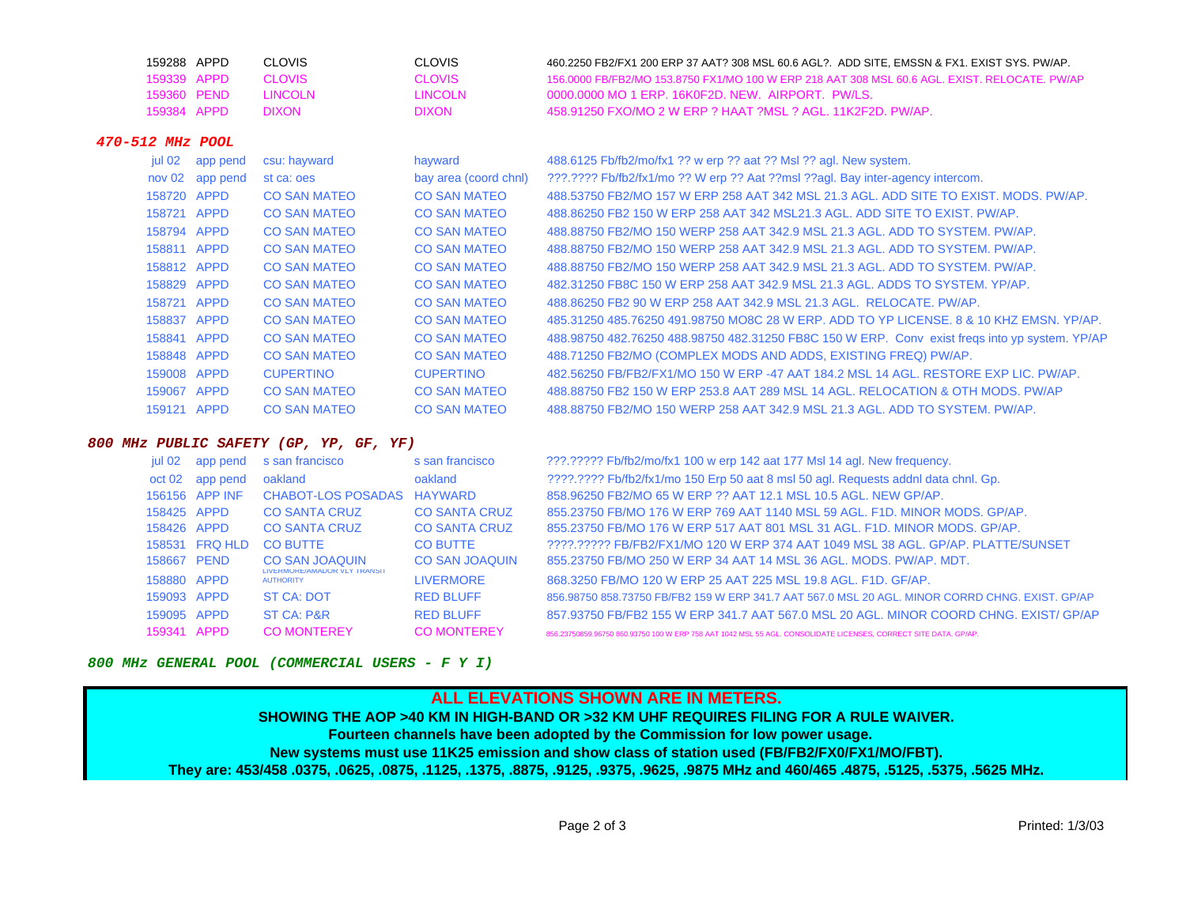| | | | | |
|---|---|---|---|---|
| 159288 | APPD | CLOVIS | CLOVIS | 460.2250 FB2/FX1 200 ERP 37 AAT? 308 MSL 60.6 AGL?. ADD SITE, EMSSN & FX1. EXIST SYS. PW/AP. |
| 159339 | APPD | CLOVIS | CLOVIS | 156.0000 FB/FB2/MO 153.8750 FX1/MO 100 W ERP 218 AAT 308 MSL 60.6 AGL. EXIST. RELOCATE. PW/AP |
| 159360 | PEND | LINCOLN | LINCOLN | 0000.0000 MO 1 ERP. 16K0F2D. NEW. AIRPORT. PW/LS. |
| 159384 | APPD | DIXON | DIXON | 458.91250 FXO/MO 2 W ERP ? HAAT ?MSL ? AGL. 11K2F2D. PW/AP. |

## *470-512 MHz POOL*

| | | | | |
|---|---|---|---|---|
| jul 02 | app pend | csu: hayward | hayward | 488.6125 Fb/fb2/mo/fx1 ?? w erp ?? aat ?? Msl ?? agl. New system. |
| nov 02 | app pend | st ca: oes | bay area (coord chnl) | ???.???? Fb/fb2/fx1/mo ?? W erp ?? Aat ??msl ??agl. Bay inter-agency intercom. |
| 158720 | APPD | CO SAN MATEO | CO SAN MATEO | 488.53750 FB2/MO 157 W ERP 258 AAT 342 MSL 21.3 AGL. ADD SITE TO EXIST. MODS. PW/AP. |
| 158721 | APPD | CO SAN MATEO | CO SAN MATEO | 488.86250 FB2 150 W ERP 258 AAT 342 MSL21.3 AGL. ADD SITE TO EXIST. PW/AP. |
| 158794 | APPD | CO SAN MATEO | CO SAN MATEO | 488.88750 FB2/MO 150 WERP 258 AAT 342.9 MSL 21.3 AGL. ADD TO SYSTEM. PW/AP. |
| 158811 | APPD | CO SAN MATEO | CO SAN MATEO | 488.88750 FB2/MO 150 WERP 258 AAT 342.9 MSL 21.3 AGL. ADD TO SYSTEM. PW/AP. |
| 158812 | APPD | CO SAN MATEO | CO SAN MATEO | 488.88750 FB2/MO 150 WERP 258 AAT 342.9 MSL 21.3 AGL. ADD TO SYSTEM. PW/AP. |
| 158829 | APPD | CO SAN MATEO | CO SAN MATEO | 482.31250 FB8C 150 W ERP 258 AAT 342.9 MSL 21.3 AGL. ADDS TO SYSTEM. YP/AP. |
| 158721 | APPD | CO SAN MATEO | CO SAN MATEO | 488.86250 FB2 90 W ERP 258 AAT 342.9 MSL 21.3 AGL. RELOCATE. PW/AP. |
| 158837 | APPD | CO SAN MATEO | CO SAN MATEO | 485.31250 485.76250 491.98750 MO8C 28 W ERP. ADD TO YP LICENSE. 8 & 10 KHZ EMSN. YP/AP. |
| 158841 | APPD | CO SAN MATEO | CO SAN MATEO | 488.98750 482.76250 488.98750 482.31250 FB8C 150 W ERP. Conv exist freqs into yp system. YP/AP |
| 158848 | APPD | CO SAN MATEO | CO SAN MATEO | 488.71250 FB2/MO (COMPLEX MODS AND ADDS, EXISTING FREQ) PW/AP. |
| 159008 | APPD | CUPERTINO | CUPERTINO | 482.56250 FB/FB2/FX1/MO 150 W ERP -47 AAT 184.2 MSL 14 AGL. RESTORE EXP LIC. PW/AP. |
| 159067 | APPD | CO SAN MATEO | CO SAN MATEO | 488.88750 FB2 150 W ERP 253.8 AAT 289 MSL 14 AGL. RELOCATION & OTH MODS. PW/AP |
| 159121 | APPD | CO SAN MATEO | CO SAN MATEO | 488.88750 FB2/MO 150 WERP 258 AAT 342.9 MSL 21.3 AGL. ADD TO SYSTEM. PW/AP. |

## *800 MHz PUBLIC SAFETY (GP, YP, GF, YF)*

| | | | | |
|---|---|---|---|---|
| jul 02 | app pend | s san francisco | s san francisco | ???.????? Fb/fb2/mo/fx1 100 w erp 142 aat 177 Msl 14 agl. New frequency. |
| oct 02 | app pend | oakland | oakland | ????.???? Fb/fb2/fx1/mo 150 Erp 50 aat 8 msl 50 agl. Requests addnl data chnl. Gp. |
| 156156 | APP INF | CHABOT-LOS POSADAS | HAYWARD | 858.96250 FB2/MO 65 W ERP ?? AAT 12.1 MSL 10.5 AGL. NEW GP/AP. |
| 158425 | APPD | CO SANTA CRUZ | CO SANTA CRUZ | 855.23750 FB/MO 176 W ERP 769 AAT 1140 MSL 59 AGL. F1D. MINOR MODS. GP/AP. |
| 158426 | APPD | CO SANTA CRUZ | CO SANTA CRUZ | 855.23750 FB/MO 176 W ERP 517 AAT 801 MSL 31 AGL. F1D. MINOR MODS. GP/AP. |
| 158531 | FRQ HLD | CO BUTTE | CO BUTTE | ????.????? FB/FB2/FX1/MO 120 W ERP 374 AAT 1049 MSL 38 AGL. GP/AP. PLATTE/SUNSET |
| 158667 | PEND | CO SAN JOAQUIN | CO SAN JOAQUIN | 855.23750 FB/MO 250 W ERP 34 AAT 14 MSL 36 AGL. MODS. PW/AP. MDT. |
| 158880 | APPD | LIVERMORE/AMADOR VLY TRANSIT AUTHORITY | LIVERMORE | 868.3250 FB/MO 120 W ERP 25 AAT 225 MSL 19.8 AGL. F1D. GF/AP. |
| 159093 | APPD | ST CA: DOT | RED BLUFF | 856.98750 858.73750 FB/FB2 159 W ERP 341.7 AAT 567.0 MSL 20 AGL. MINOR CORRD CHNG. EXIST. GP/AP |
| 159095 | APPD | ST CA: P&R | RED BLUFF | 857.93750 FB/FB2 155 W ERP 341.7 AAT 567.0 MSL 20 AGL. MINOR COORD CHNG. EXIST/ GP/AP |
| 159341 | APPD | CO MONTEREY | CO MONTEREY | 856.23750859.96750 860.93750 100 W ERP 758 AAT 1042 MSL 55 AGL. CONSOLIDATE LICENSES, CORRECT SITE DATA. GP/AP. |

## *800 MHz GENERAL POOL (COMMERCIAL USERS - F Y I)*

**ALL ELEVATIONS SHOWN ARE IN METERS.**

**SHOWING THE AOP >40 KM IN HIGH-BAND OR >32 KM UHF REQUIRES FILING FOR A RULE WAIVER.**

**Fourteen channels have been adopted by the Commission for low power usage.**

**New systems must use 11K25 emission and show class of station used (FB/FB2/FX0/FX1/MO/FBT).**

**They are: 453/458 .0375, .0625, .0875, .1125, .1375, .8875, .9125, .9375, .9625, .9875 MHz and 460/465 .4875, .5125, .5375, .5625 MHz.**

Printed: 1/3/03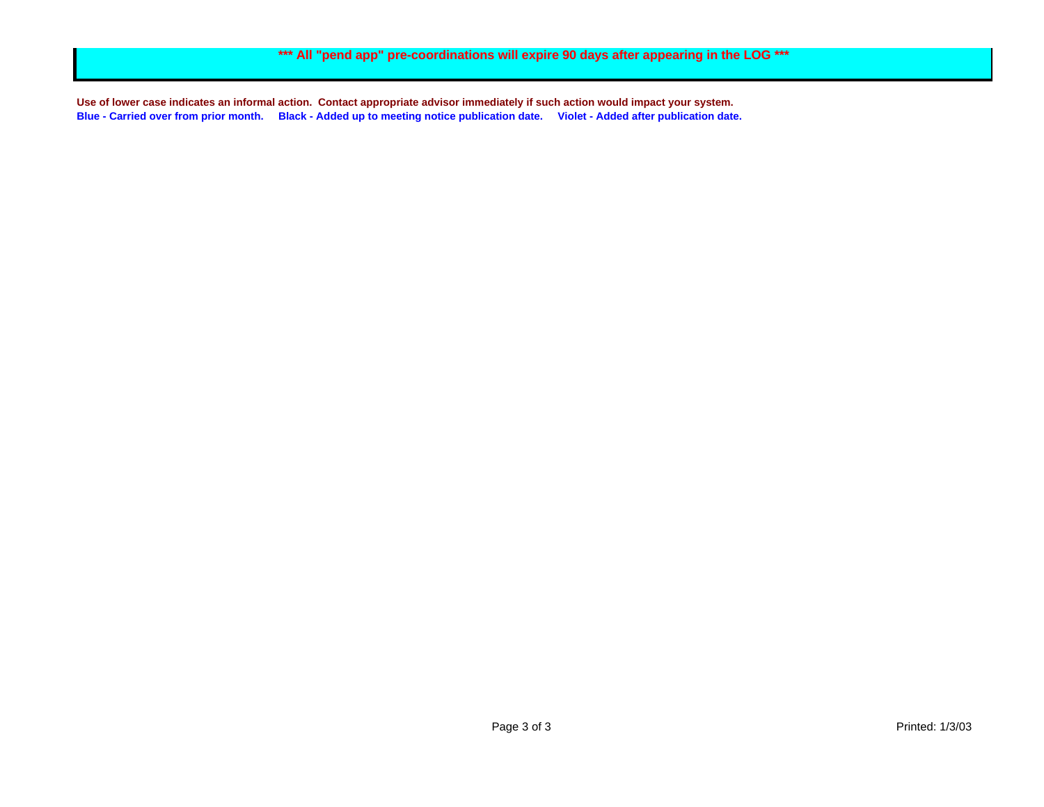**\*\*\* All "pend app" pre-coordinations will expire 90 days after appearing in the LOG \*\*\***

**Use of lower case indicates an informal action. Contact appropriate advisor immediately if such action would impact your system.**

**Blue - Carried over from prior month. Black - Added up to meeting notice publication date. Violet - Added after publication date.**

Printed: 1/3/03